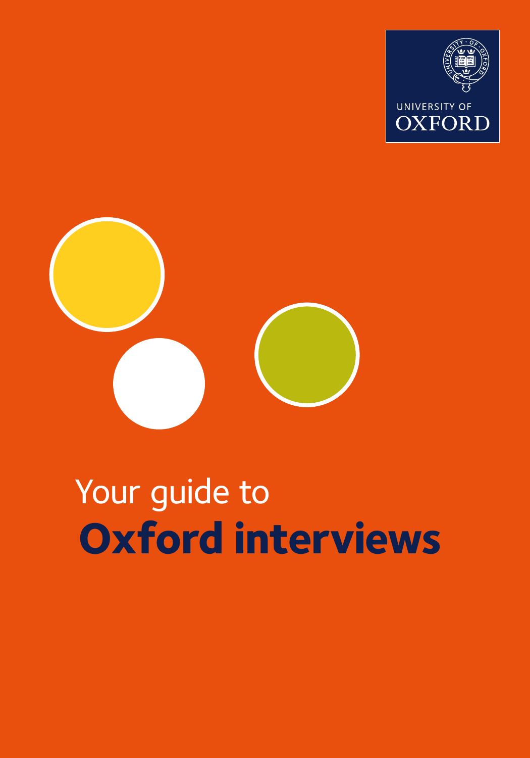UNIVERSITY OF
OXFORD

Your guide to

# Oxford interviews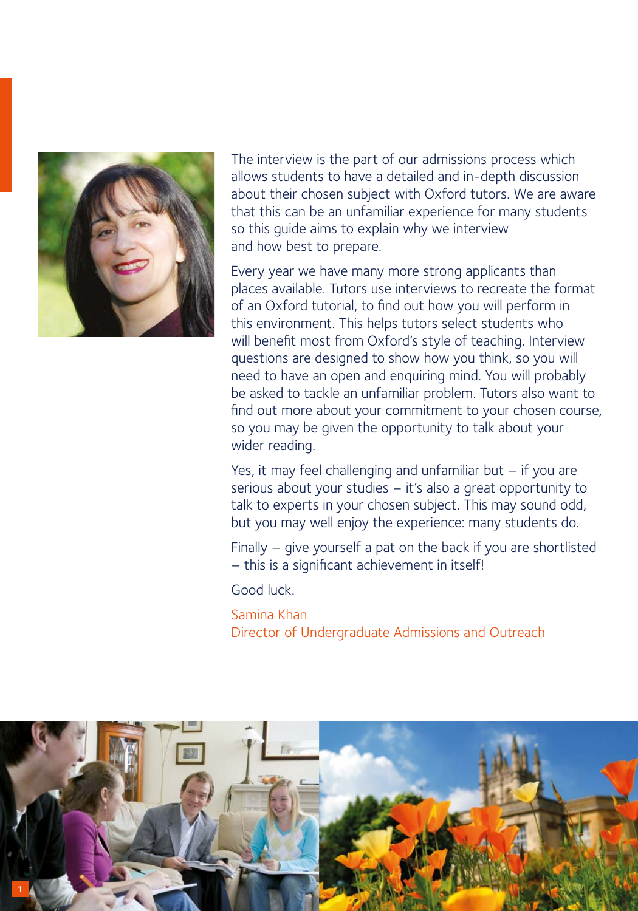The interview is the part of our admissions process which allows students to have a detailed and in-depth discussion about their chosen subject with Oxford tutors. We are aware that this can be an unfamiliar experience for many students so this guide aims to explain why we interview and how best to prepare.

Every year we have many more strong applicants than places available. Tutors use interviews to recreate the format of an Oxford tutorial, to find out how you will perform in this environment. This helps tutors select students who will benefit most from Oxford's style of teaching. Interview questions are designed to show how you think, so you will need to have an open and enquiring mind. You will probably be asked to tackle an unfamiliar problem. Tutors also want to find out more about your commitment to your chosen course, so you may be given the opportunity to talk about your wider reading.

Yes, it may feel challenging and unfamiliar but – if you are serious about your studies – it's also a great opportunity to talk to experts in your chosen subject. This may sound odd, but you may well enjoy the experience: many students do.

Finally – give yourself a pat on the back if you are shortlisted – this is a significant achievement in itself!

Good luck.

Samina Khan
Director of Undergraduate Admissions and Outreach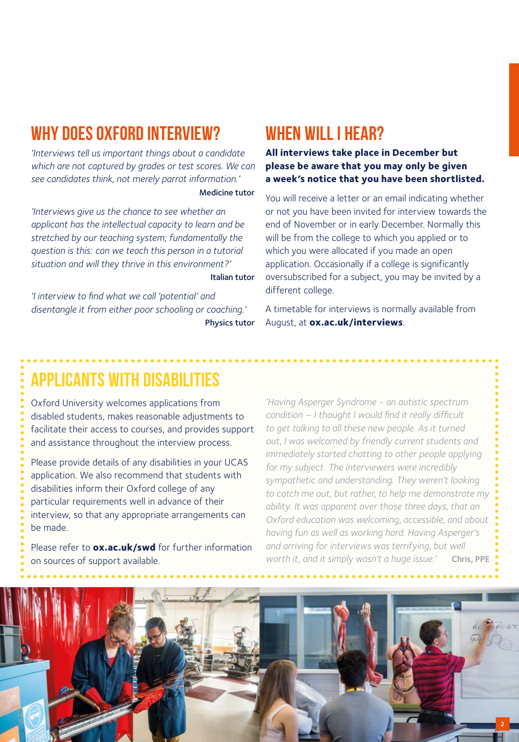## WHY DOES OXFORD INTERVIEW?

*'Interviews tell us important things about a candidate which are not captured by grades or test scores. We can see candidates think, not merely parrot information.'*

**Medicine tutor**

*'Interviews give us the chance to see whether an applicant has the intellectual capacity to learn and be stretched by our teaching system; fundamentally the question is this: can we teach this person in a tutorial situation and will they thrive in this environment?'*

**Italian tutor**

*'I interview to find what we call 'potential' and disentangle it from either poor schooling or coaching.'*

**Physics tutor**

## WHEN WILL I HEAR?

**All interviews take place in December but please be aware that you may only be given a week's notice that you have been shortlisted.**

You will receive a letter or an email indicating whether or not you have been invited for interview towards the end of November or in early December. Normally this will be from the college to which you applied or to which you were allocated if you made an open application. Occasionally if a college is significantly oversubscribed for a subject, you may be invited by a different college.

A timetable for interviews is normally available from August, at **ox.ac.uk/interviews**.

## APPLICANTS WITH DISABILITIES

Oxford University welcomes applications from disabled students, makes reasonable adjustments to facilitate their access to courses, and provides support and assistance throughout the interview process.

Please provide details of any disabilities in your UCAS application. We also recommend that students with disabilities inform their Oxford college of any particular requirements well in advance of their interview, so that any appropriate arrangements can be made.

Please refer to **ox.ac.uk/swd** for further information on sources of support available.

*'Having Asperger Syndrome - an autistic spectrum condition – I thought I would find it really difficult to get talking to all these new people. As it turned out, I was welcomed by friendly current students and immediately started chatting to other people applying for my subject. The interviewers were incredibly sympathetic and understanding. They weren't looking to catch me out, but rather, to help me demonstrate my ability. It was apparent over those three days, that an Oxford education was welcoming, accessible, and about having fun as well as working hard. Having Asperger's and arriving for interviews was terrifying, but well worth it, and it simply wasn't a huge issue.'*

**Chris, PPE**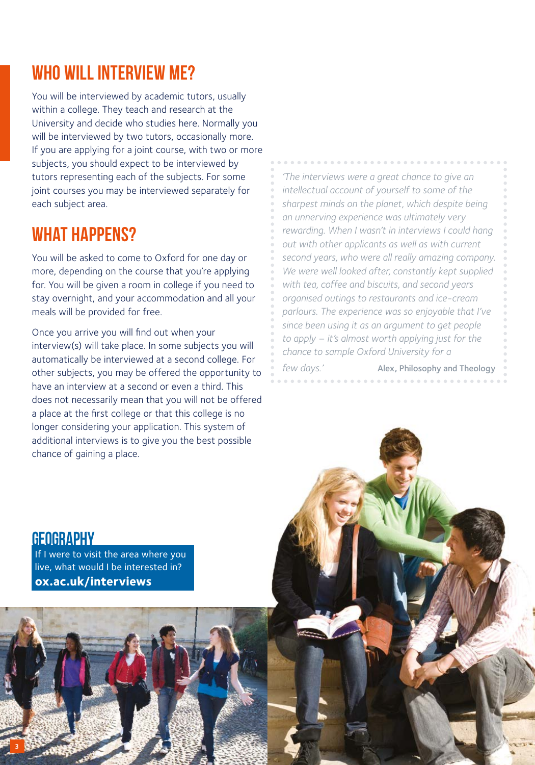## WHO WILL INTERVIEW ME?

You will be interviewed by academic tutors, usually within a college. They teach and research at the University and decide who studies here. Normally you will be interviewed by two tutors, occasionally more. If you are applying for a joint course, with two or more subjects, you should expect to be interviewed by tutors representing each of the subjects. For some joint courses you may be interviewed separately for each subject area.

## WHAT HAPPENS?

You will be asked to come to Oxford for one day or more, depending on the course that you're applying for. You will be given a room in college if you need to stay overnight, and your accommodation and all your meals will be provided for free.

Once you arrive you will find out when your interview(s) will take place. In some subjects you will automatically be interviewed at a second college. For other subjects, you may be offered the opportunity to have an interview at a second or even a third. This does not necessarily mean that you will not be offered a place at the first college or that this college is no longer considering your application. This system of additional interviews is to give you the best possible chance of gaining a place.

*'The interviews were a great chance to give an intellectual account of yourself to some of the sharpest minds on the planet, which despite being an unnerving experience was ultimately very rewarding. When I wasn't in interviews I could hang out with other applicants as well as with current second years, who were all really amazing company. We were well looked after, constantly kept supplied with tea, coffee and biscuits, and second years organised outings to restaurants and ice-cream parlours. The experience was so enjoyable that I've since been using it as an argument to get people to apply – it's almost worth applying just for the chance to sample Oxford University for a few days.'* **Alex, Philosophy and Theology**

### GEOGRAPHY

If I were to visit the area where you live, what would I be interested in?

**ox.ac.uk/interviews**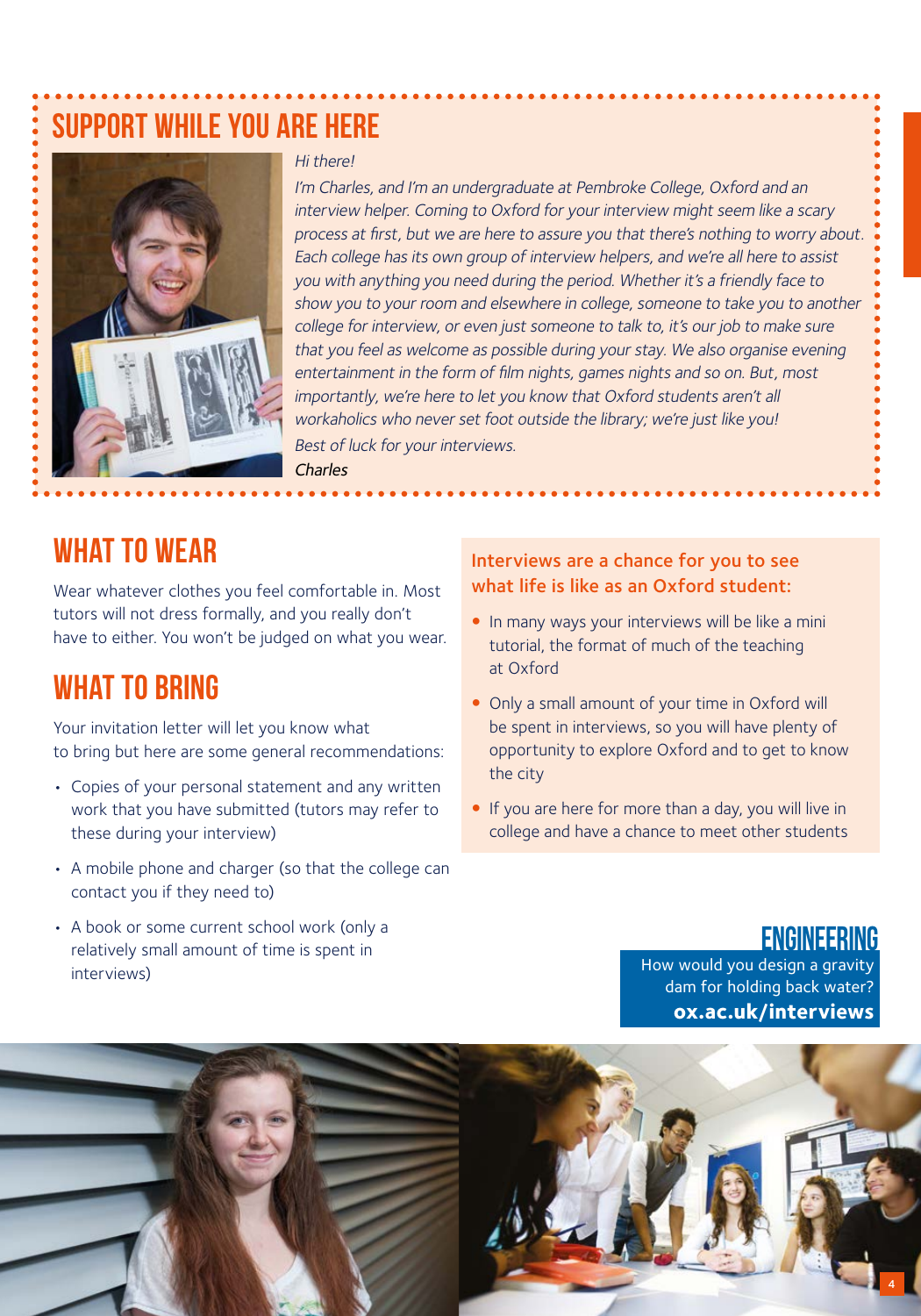## SUPPORT WHILE YOU ARE HERE

*Hi there!*

*I'm Charles, and I'm an undergraduate at Pembroke College, Oxford and an interview helper. Coming to Oxford for your interview might seem like a scary process at first, but we are here to assure you that there's nothing to worry about. Each college has its own group of interview helpers, and we're all here to assist you with anything you need during the period. Whether it's a friendly face to show you to your room and elsewhere in college, someone to take you to another college for interview, or even just someone to talk to, it's our job to make sure that you feel as welcome as possible during your stay. We also organise evening entertainment in the form of film nights, games nights and so on. But, most importantly, we're here to let you know that Oxford students aren't all workaholics who never set foot outside the library; we're just like you!*

*Best of luck for your interviews.*

*Charles*

## WHAT TO WEAR

Wear whatever clothes you feel comfortable in. Most tutors will not dress formally, and you really don't have to either. You won't be judged on what you wear.

## WHAT TO BRING

Your invitation letter will let you know what to bring but here are some general recommendations:

- Copies of your personal statement and any written work that you have submitted (tutors may refer to these during your interview)
- A mobile phone and charger (so that the college can contact you if they need to)
- A book or some current school work (only a relatively small amount of time is spent in interviews)

### Interviews are a chance for you to see what life is like as an Oxford student:

- In many ways your interviews will be like a mini tutorial, the format of much of the teaching at Oxford
- Only a small amount of your time in Oxford will be spent in interviews, so you will have plenty of opportunity to explore Oxford and to get to know the city
- If you are here for more than a day, you will live in college and have a chance to meet other students

### ENGINEERING

How would you design a gravity dam for holding back water?

**ox.ac.uk/interviews**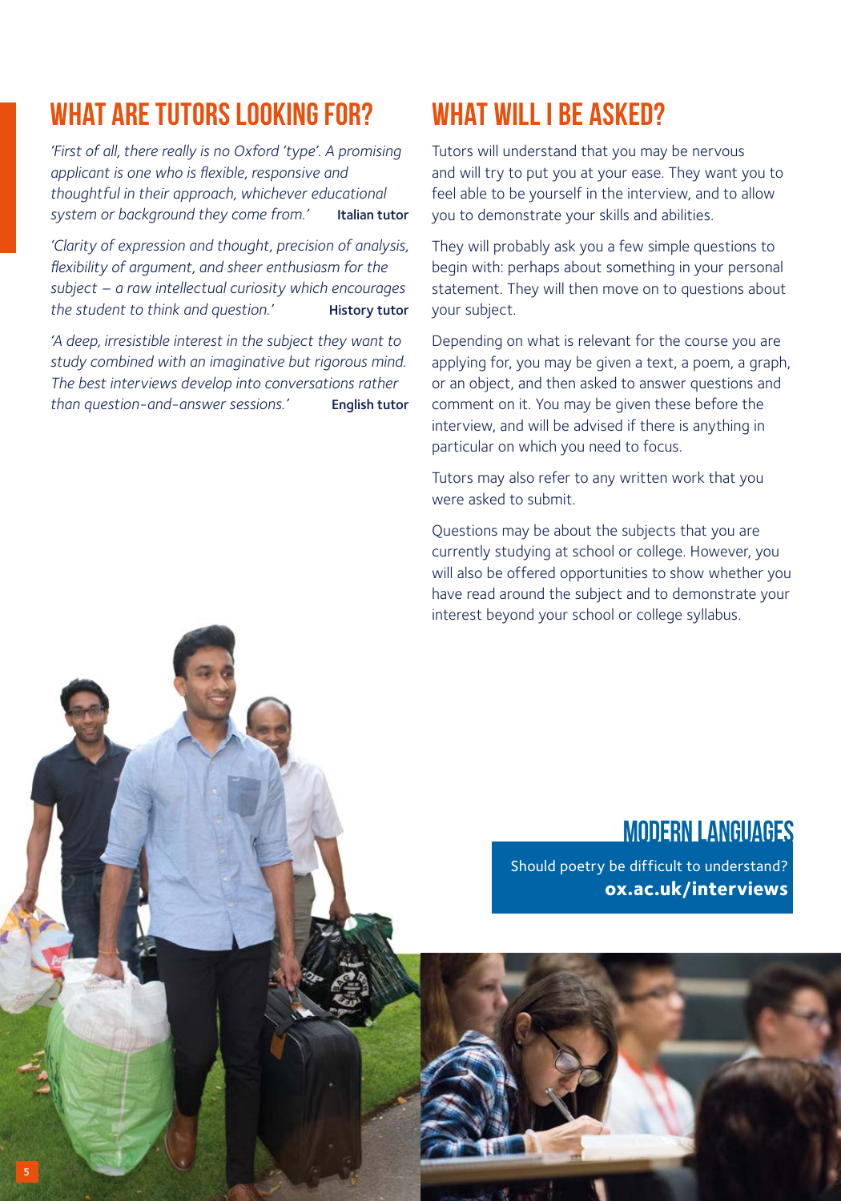## WHAT ARE TUTORS LOOKING FOR?

*'First of all, there really is no Oxford 'type'. A promising applicant is one who is flexible, responsive and thoughtful in their approach, whichever educational system or background they come from.'* **Italian tutor**

*'Clarity of expression and thought, precision of analysis, flexibility of argument, and sheer enthusiasm for the subject – a raw intellectual curiosity which encourages the student to think and question.'* **History tutor**

*'A deep, irresistible interest in the subject they want to study combined with an imaginative but rigorous mind. The best interviews develop into conversations rather than question-and-answer sessions.'* **English tutor**

## WHAT WILL I BE ASKED?

Tutors will understand that you may be nervous and will try to put you at your ease. They want you to feel able to be yourself in the interview, and to allow you to demonstrate your skills and abilities.

They will probably ask you a few simple questions to begin with: perhaps about something in your personal statement. They will then move on to questions about your subject.

Depending on what is relevant for the course you are applying for, you may be given a text, a poem, a graph, or an object, and then asked to answer questions and comment on it. You may be given these before the interview, and will be advised if there is anything in particular on which you need to focus.

Tutors may also refer to any written work that you were asked to submit.

Questions may be about the subjects that you are currently studying at school or college. However, you will also be offered opportunities to show whether you have read around the subject and to demonstrate your interest beyond your school or college syllabus.

### MODERN LANGUAGES

Should poetry be difficult to understand?
**ox.ac.uk/interviews**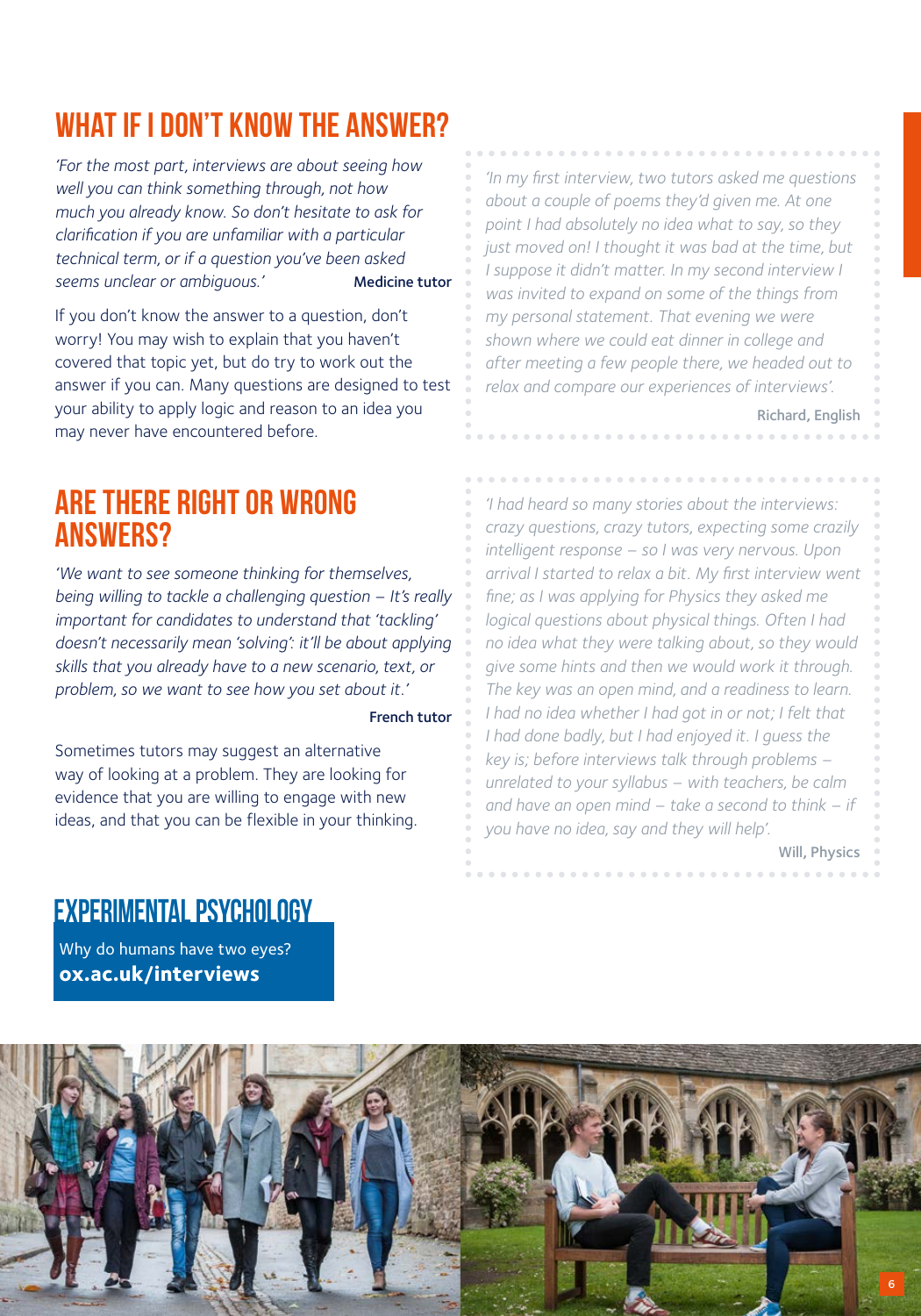## WHAT IF I DON'T KNOW THE ANSWER?

*'For the most part, interviews are about seeing how well you can think something through, not how much you already know. So don't hesitate to ask for clarification if you are unfamiliar with a particular technical term, or if a question you've been asked seems unclear or ambiguous.'* **Medicine tutor**

If you don't know the answer to a question, don't worry! You may wish to explain that you haven't covered that topic yet, but do try to work out the answer if you can. Many questions are designed to test your ability to apply logic and reason to an idea you may never have encountered before.

*'In my first interview, two tutors asked me questions about a couple of poems they'd given me. At one point I had absolutely no idea what to say, so they just moved on! I thought it was bad at the time, but I suppose it didn't matter. In my second interview I was invited to expand on some of the things from my personal statement. That evening we were shown where we could eat dinner in college and after meeting a few people there, we headed out to relax and compare our experiences of interviews'.*

**Richard, English**

## ARE THERE RIGHT OR WRONG ANSWERS?

*'We want to see someone thinking for themselves, being willing to tackle a challenging question – It's really important for candidates to understand that 'tackling' doesn't necessarily mean 'solving': it'll be about applying skills that you already have to a new scenario, text, or problem, so we want to see how you set about it.'*

**French tutor**

Sometimes tutors may suggest an alternative way of looking at a problem. They are looking for evidence that you are willing to engage with new ideas, and that you can be flexible in your thinking.

*'I had heard so many stories about the interviews: crazy questions, crazy tutors, expecting some crazily intelligent response – so I was very nervous. Upon arrival I started to relax a bit. My first interview went fine; as I was applying for Physics they asked me logical questions about physical things. Often I had no idea what they were talking about, so they would give some hints and then we would work it through. The key was an open mind, and a readiness to learn. I had no idea whether I had got in or not; I felt that I had done badly, but I had enjoyed it. I guess the key is; before interviews talk through problems – unrelated to your syllabus – with teachers, be calm and have an open mind – take a second to think – if you have no idea, say and they will help'.*

**Will, Physics**

## EXPERIMENTAL PSYCHOLOGY

Why do humans have two eyes?
**ox.ac.uk/interviews**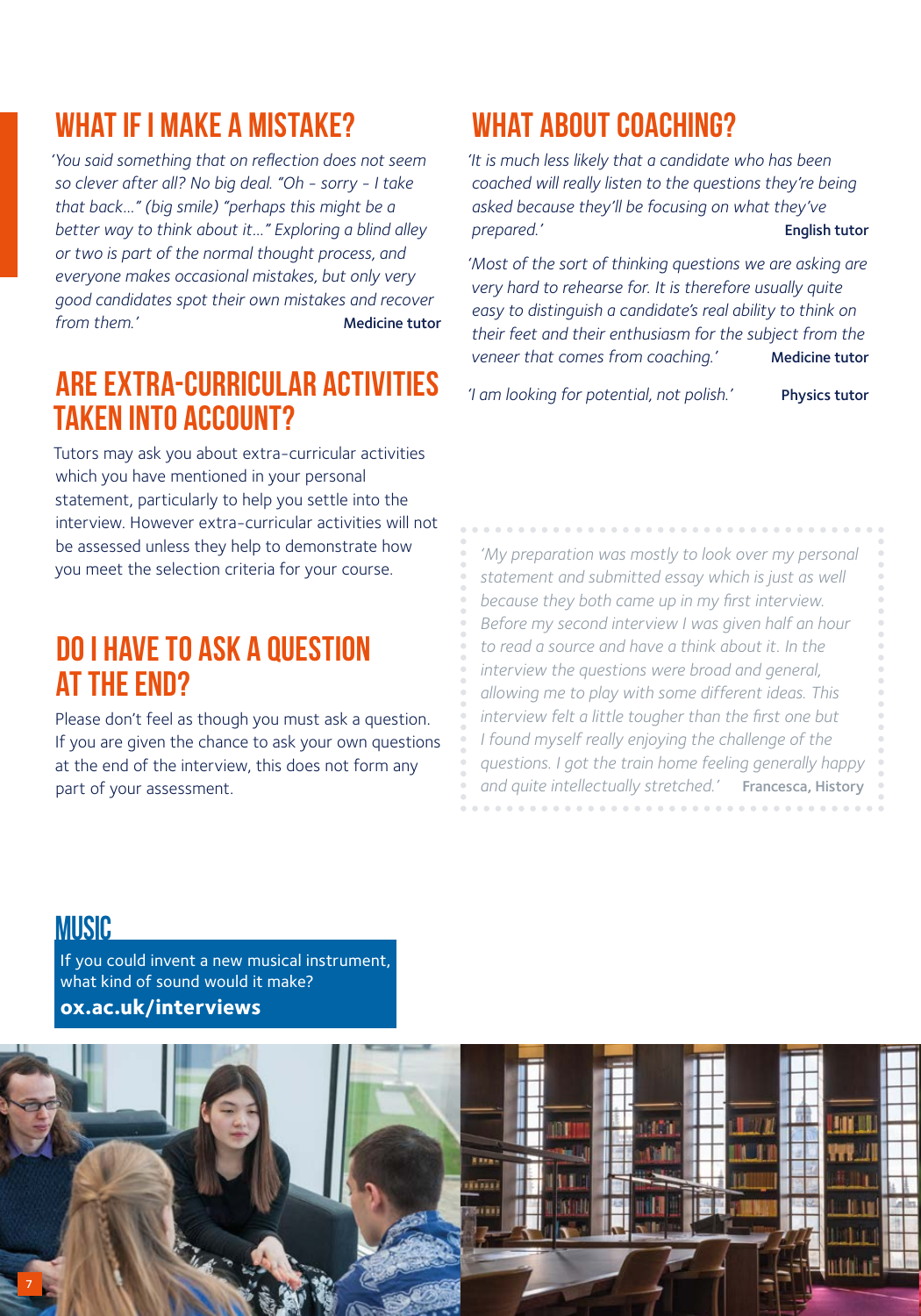## WHAT IF I MAKE A MISTAKE?

*'You said something that on reflection does not seem so clever after all? No big deal. "Oh - sorry - I take that back..." (big smile) "perhaps this might be a better way to think about it..." Exploring a blind alley or two is part of the normal thought process, and everyone makes occasional mistakes, but only very good candidates spot their own mistakes and recover from them.'* **Medicine tutor**

## ARE EXTRA-CURRICULAR ACTIVITIES TAKEN INTO ACCOUNT?

Tutors may ask you about extra-curricular activities which you have mentioned in your personal statement, particularly to help you settle into the interview. However extra-curricular activities will not be assessed unless they help to demonstrate how you meet the selection criteria for your course.

## DO I HAVE TO ASK A QUESTION AT THE END?

Please don't feel as though you must ask a question. If you are given the chance to ask your own questions at the end of the interview, this does not form any part of your assessment.

## WHAT ABOUT COACHING?

*'It is much less likely that a candidate who has been coached will really listen to the questions they're being asked because they'll be focusing on what they've prepared.'* **English tutor**

*'Most of the sort of thinking questions we are asking are very hard to rehearse for. It is therefore usually quite easy to distinguish a candidate's real ability to think on their feet and their enthusiasm for the subject from the veneer that comes from coaching.'* **Medicine tutor**

*'I am looking for potential, not polish.'* **Physics tutor**

*'My preparation was mostly to look over my personal statement and submitted essay which is just as well because they both came up in my first interview. Before my second interview I was given half an hour to read a source and have a think about it. In the interview the questions were broad and general, allowing me to play with some different ideas. This interview felt a little tougher than the first one but I found myself really enjoying the challenge of the questions. I got the train home feeling generally happy and quite intellectually stretched.'* **Francesca, History**

## MUSIC

If you could invent a new musical instrument, what kind of sound would it make?

**ox.ac.uk/interviews**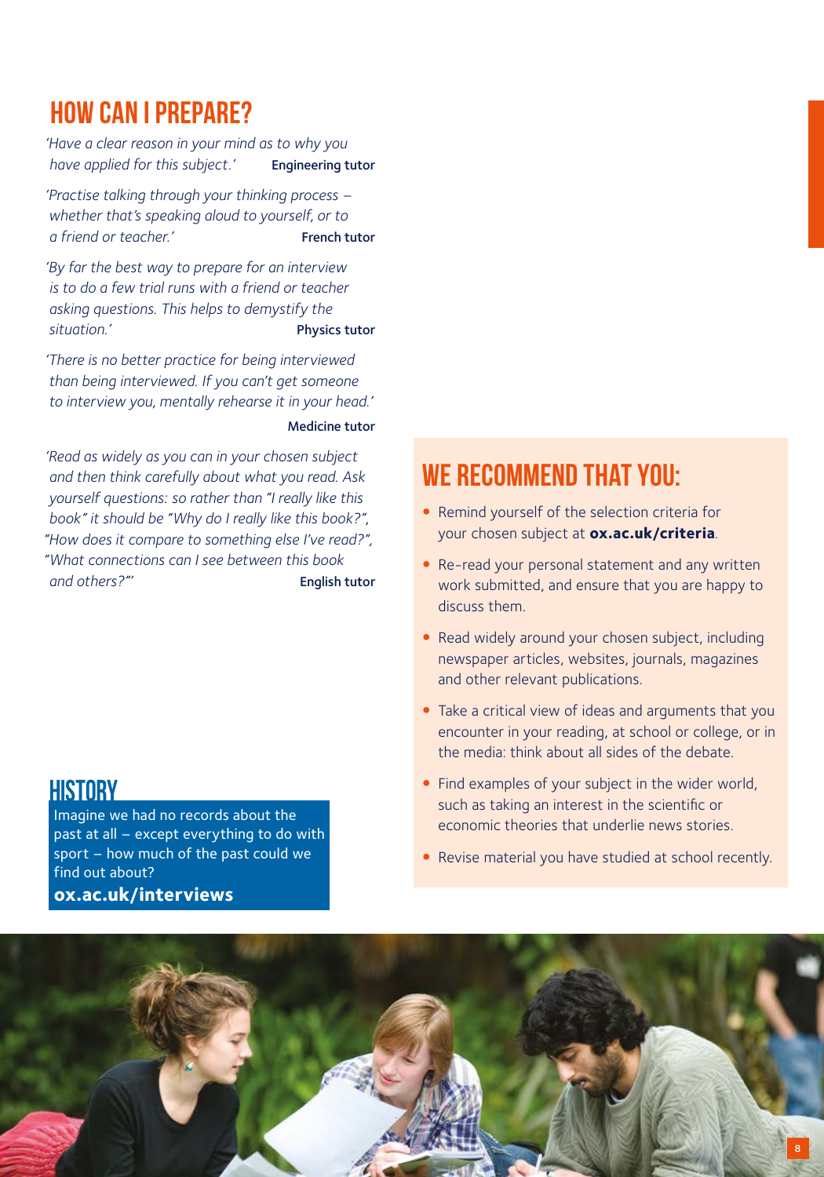## HOW CAN I PREPARE?

*'Have a clear reason in your mind as to why you have applied for this subject.'* **Engineering tutor**

*'Practise talking through your thinking process – whether that's speaking aloud to yourself, or to a friend or teacher.'* **French tutor**

*'By far the best way to prepare for an interview is to do a few trial runs with a friend or teacher asking questions. This helps to demystify the situation.'* **Physics tutor**

*'There is no better practice for being interviewed than being interviewed. If you can't get someone to interview you, mentally rehearse it in your head.'* **Medicine tutor**

*'Read as widely as you can in your chosen subject and then think carefully about what you read. Ask yourself questions: so rather than "I really like this book" it should be "Why do I really like this book?", "How does it compare to something else I've read?", "What connections can I see between this book and others?"'* **English tutor**

## HISTORY

Imagine we had no records about the past at all – except everything to do with sport – how much of the past could we find out about?

**ox.ac.uk/interviews**

## WE RECOMMEND THAT YOU:

- Remind yourself of the selection criteria for your chosen subject at **ox.ac.uk/criteria**.
- Re-read your personal statement and any written work submitted, and ensure that you are happy to discuss them.
- Read widely around your chosen subject, including newspaper articles, websites, journals, magazines and other relevant publications.
- Take a critical view of ideas and arguments that you encounter in your reading, at school or college, or in the media: think about all sides of the debate.
- Find examples of your subject in the wider world, such as taking an interest in the scientific or economic theories that underlie news stories.
- Revise material you have studied at school recently.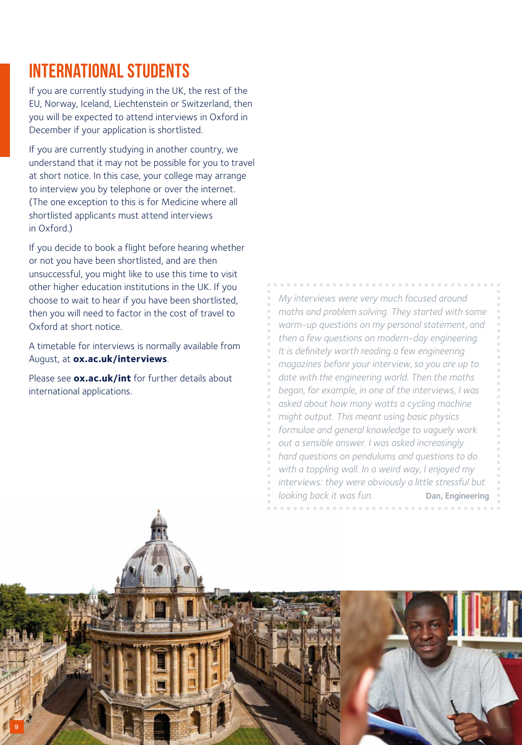# INTERNATIONAL STUDENTS

If you are currently studying in the UK, the rest of the EU, Norway, Iceland, Liechtenstein or Switzerland, then you will be expected to attend interviews in Oxford in December if your application is shortlisted.

If you are currently studying in another country, we understand that it may not be possible for you to travel at short notice. In this case, your college may arrange to interview you by telephone or over the internet. (The one exception to this is for Medicine where all shortlisted applicants must attend interviews in Oxford.)

If you decide to book a flight before hearing whether or not you have been shortlisted, and are then unsuccessful, you might like to use this time to visit other higher education institutions in the UK. If you choose to wait to hear if you have been shortlisted, then you will need to factor in the cost of travel to Oxford at short notice.

A timetable for interviews is normally available from August, at **ox.ac.uk/interviews**.

Please see **ox.ac.uk/int** for further details about international applications.

*My interviews were very much focused around maths and problem solving. They started with some warm-up questions on my personal statement, and then a few questions on modern-day engineering. It is definitely worth reading a few engineering magazines before your interview, so you are up to date with the engineering world. Then the maths began, for example, in one of the interviews, I was asked about how many watts a cycling machine might output. This meant using basic physics formulae and general knowledge to vaguely work out a sensible answer. I was asked increasingly hard questions on pendulums and questions to do with a toppling wall. In a weird way, I enjoyed my interviews: they were obviously a little stressful but looking back it was fun.* **Dan, Engineering**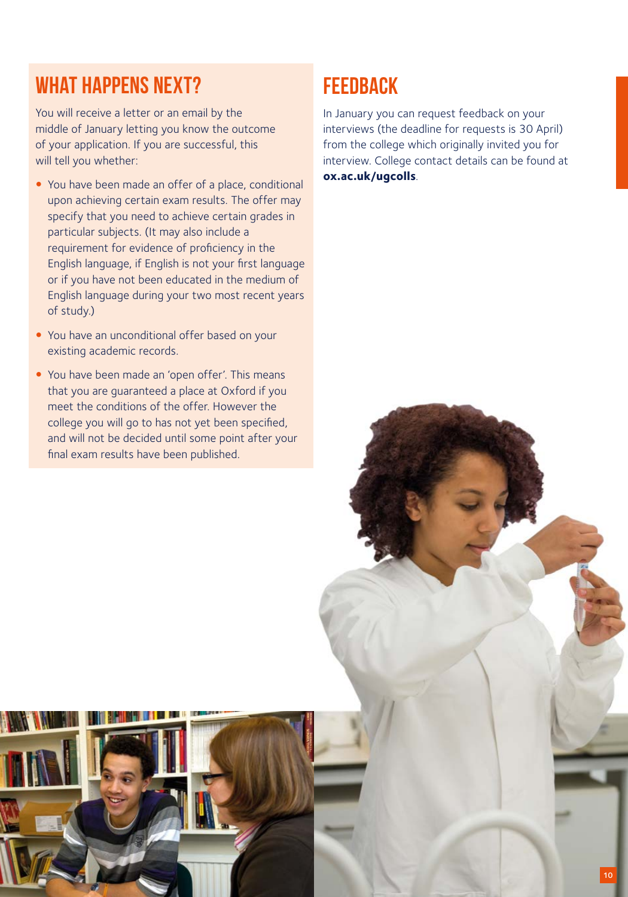## WHAT HAPPENS NEXT?

You will receive a letter or an email by the middle of January letting you know the outcome of your application. If you are successful, this will tell you whether:

- You have been made an offer of a place, conditional upon achieving certain exam results. The offer may specify that you need to achieve certain grades in particular subjects. (It may also include a requirement for evidence of proficiency in the English language, if English is not your first language or if you have not been educated in the medium of English language during your two most recent years of study.)
- You have an unconditional offer based on your existing academic records.
- You have been made an 'open offer'. This means that you are guaranteed a place at Oxford if you meet the conditions of the offer. However the college you will go to has not yet been specified, and will not be decided until some point after your final exam results have been published.

## FEEDBACK

In January you can request feedback on your interviews (the deadline for requests is 30 April) from the college which originally invited you for interview. College contact details can be found at **ox.ac.uk/ugcolls**.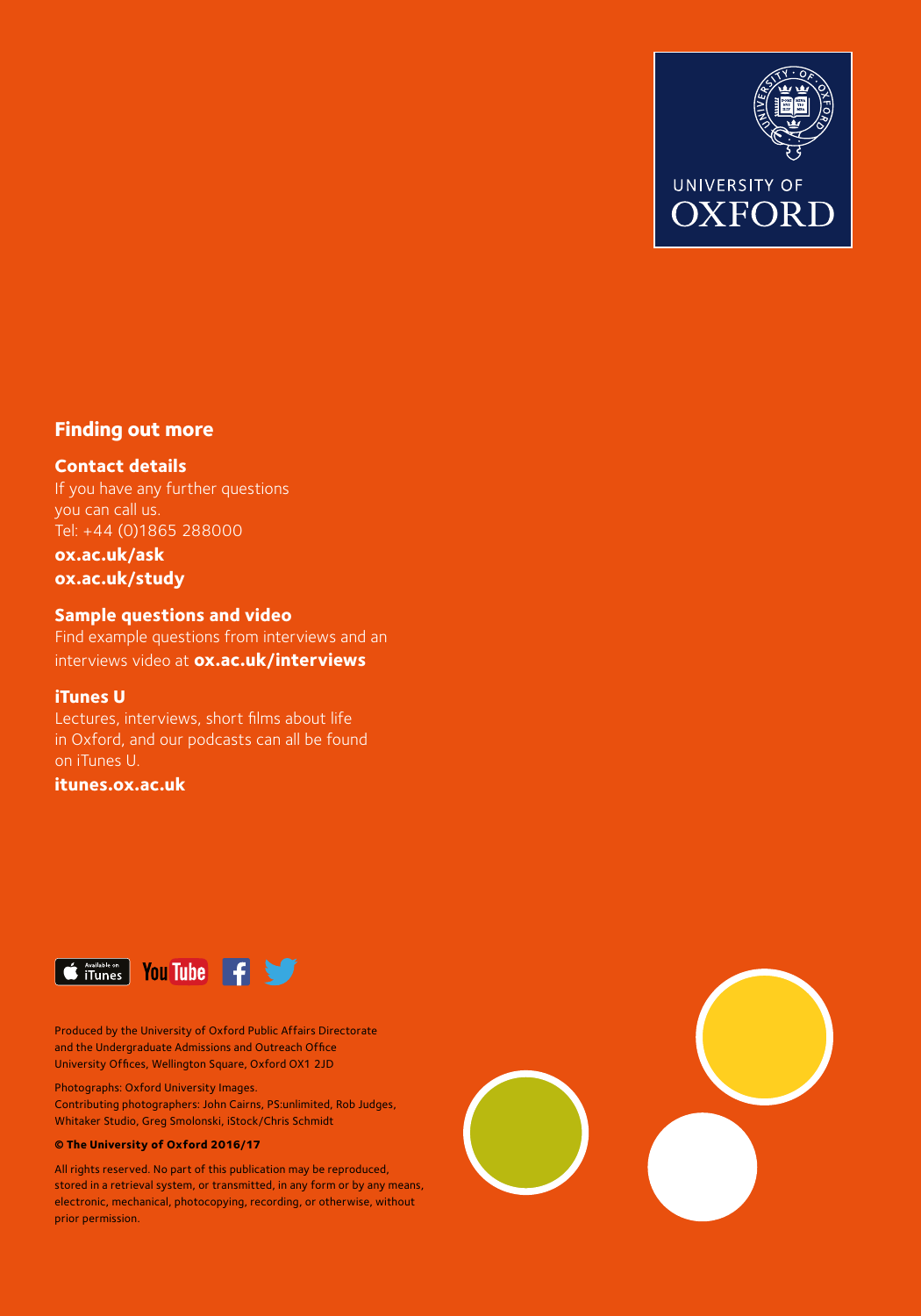UNIVERSITY OF OXFORD

## Finding out more

### Contact details

If you have any further questions you can call us.
Tel: +44 (0)1865 288000

**ox.ac.uk/ask**
**ox.ac.uk/study**

### Sample questions and video

Find example questions from interviews and an interviews video at **ox.ac.uk/interviews**

### iTunes U

Lectures, interviews, short films about life in Oxford, and our podcasts can all be found on iTunes U.

**itunes.ox.ac.uk**

Produced by the University of Oxford Public Affairs Directorate and the Undergraduate Admissions and Outreach Office
University Offices, Wellington Square, Oxford OX1 2JD

Photographs: Oxford University Images.
Contributing photographers: John Cairns, PS:unlimited, Rob Judges, Whitaker Studio, Greg Smolonski, iStock/Chris Schmidt

**© The University of Oxford 2016/17**

All rights reserved. No part of this publication may be reproduced, stored in a retrieval system, or transmitted, in any form or by any means, electronic, mechanical, photocopying, recording, or otherwise, without prior permission.